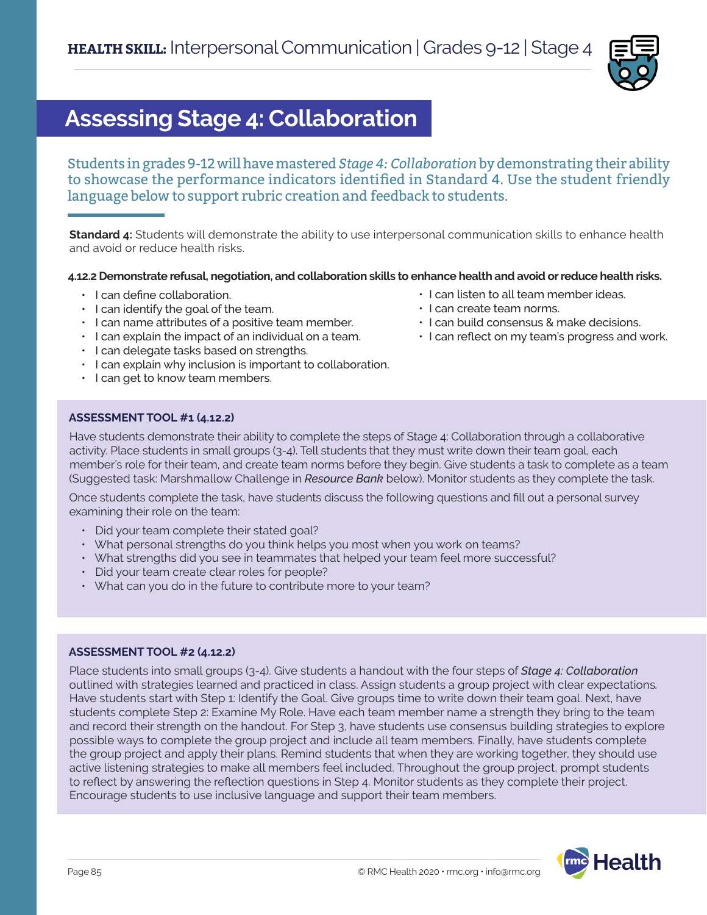**HEALTH SKILL:** Interpersonal Communication | Grades 9-12 | Stage 4

# Assessing Stage 4: Collaboration

Students in grades 9-12 will have mastered *Stage 4: Collaboration* by demonstrating their ability to showcase the performance indicators identified in Standard 4. Use the student friendly language below to support rubric creation and feedback to students.

**Standard 4:** Students will demonstrate the ability to use interpersonal communication skills to enhance health and avoid or reduce health risks.

**4.12.2 Demonstrate refusal, negotiation, and collaboration skills to enhance health and avoid or reduce health risks.**

- I can define collaboration.
- I can identify the goal of the team.
- I can name attributes of a positive team member.
- I can explain the impact of an individual on a team.
- I can delegate tasks based on strengths.
- I can explain why inclusion is important to collaboration.
- I can get to know team members.
- I can listen to all team member ideas.
- I can create team norms.
- I can build consensus & make decisions.
- I can reflect on my team's progress and work.

**ASSESSMENT TOOL #1 (4.12.2)**

Have students demonstrate their ability to complete the steps of Stage 4: Collaboration through a collaborative activity. Place students in small groups (3-4). Tell students that they must write down their team goal, each member's role for their team, and create team norms before they begin. Give students a task to complete as a team (Suggested task: Marshmallow Challenge in ***Resource Bank*** below). Monitor students as they complete the task.

Once students complete the task, have students discuss the following questions and fill out a personal survey examining their role on the team:

- Did your team complete their stated goal?
- What personal strengths do you think helps you most when you work on teams?
- What strengths did you see in teammates that helped your team feel more successful?
- Did your team create clear roles for people?
- What can you do in the future to contribute more to your team?

**ASSESSMENT TOOL #2 (4.12.2)**

Place students into small groups (3-4). Give students a handout with the four steps of ***Stage 4: Collaboration*** outlined with strategies learned and practiced in class. Assign students a group project with clear expectations. Have students start with Step 1: Identify the Goal. Give groups time to write down their team goal. Next, have students complete Step 2: Examine My Role. Have each team member name a strength they bring to the team and record their strength on the handout. For Step 3, have students use consensus building strategies to explore possible ways to complete the group project and include all team members. Finally, have students complete the group project and apply their plans. Remind students that when they are working together, they should use active listening strategies to make all members feel included. Throughout the group project, prompt students to reflect by answering the reflection questions in Step 4. Monitor students as they complete their project. Encourage students to use inclusive language and support their team members.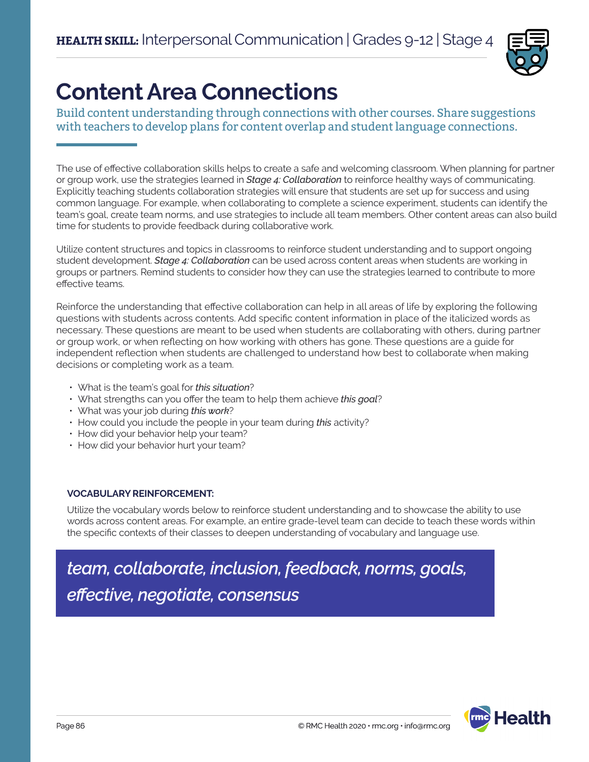**HEALTH SKILL:** Interpersonal Communication | Grades 9-12 | Stage 4

# Content Area Connections

Build content understanding through connections with other courses. Share suggestions with teachers to develop plans for content overlap and student language connections.

The use of effective collaboration skills helps to create a safe and welcoming classroom. When planning for partner or group work, use the strategies learned in ***Stage 4: Collaboration*** to reinforce healthy ways of communicating. Explicitly teaching students collaboration strategies will ensure that students are set up for success and using common language. For example, when collaborating to complete a science experiment, students can identify the team's goal, create team norms, and use strategies to include all team members. Other content areas can also build time for students to provide feedback during collaborative work.

Utilize content structures and topics in classrooms to reinforce student understanding and to support ongoing student development. ***Stage 4: Collaboration*** can be used across content areas when students are working in groups or partners. Remind students to consider how they can use the strategies learned to contribute to more effective teams.

Reinforce the understanding that effective collaboration can help in all areas of life by exploring the following questions with students across contents. Add specific content information in place of the italicized words as necessary. These questions are meant to be used when students are collaborating with others, during partner or group work, or when reflecting on how working with others has gone. These questions are a guide for independent reflection when students are challenged to understand how best to collaborate when making decisions or completing work as a team.

- What is the team's goal for *this situation*?
- What strengths can you offer the team to help them achieve *this goal*?
- What was your job during *this work*?
- How could you include the people in your team during *this* activity?
- How did your behavior help your team?
- How did your behavior hurt your team?

**VOCABULARY REINFORCEMENT:**

Utilize the vocabulary words below to reinforce student understanding and to showcase the ability to use words across content areas. For example, an entire grade-level team can decide to teach these words within the specific contexts of their classes to deepen understanding of vocabulary and language use.

***team, collaborate, inclusion, feedback, norms, goals, effective, negotiate, consensus***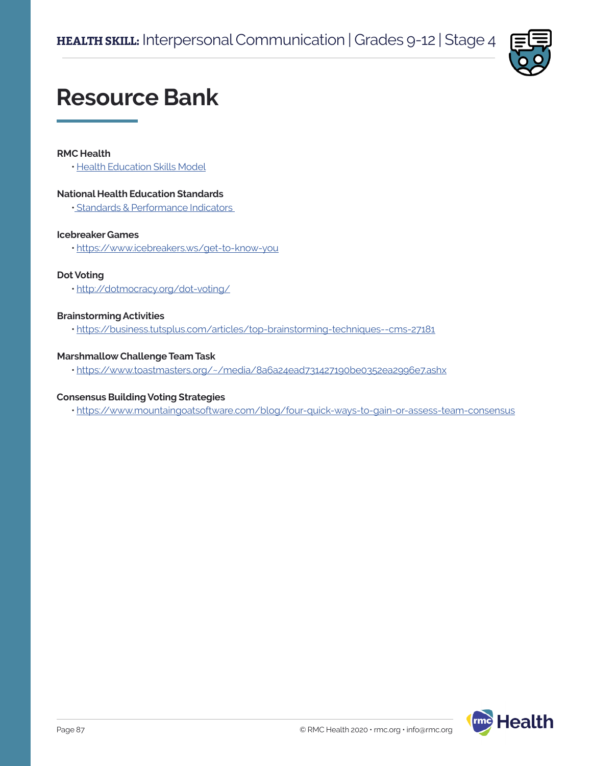# Resource Bank

**RMC Health**

- Health Education Skills Model

**National Health Education Standards**

- Standards & Performance Indicators

**Icebreaker Games**

- https://www.icebreakers.ws/get-to-know-you

**Dot Voting**

- http://dotmocracy.org/dot-voting/

**Brainstorming Activities**

- https://business.tutsplus.com/articles/top-brainstorming-techniques--cms-27181

**Marshmallow Challenge Team Task**

- https://www.toastmasters.org/~/media/8a6a24ead731427190be0352ea2996e7.ashx

**Consensus Building Voting Strategies**

- https://www.mountaingoatsoftware.com/blog/four-quick-ways-to-gain-or-assess-team-consensus